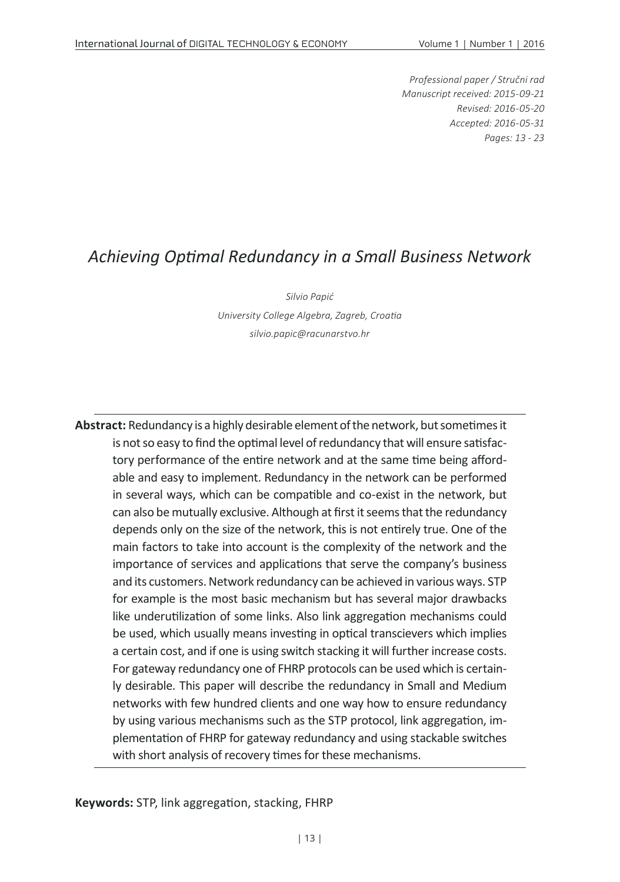*Professional paper / Stručni rad*
*Manuscript received: 2015-09-21*
*Revised: 2016-05-20*
*Accepted: 2016-05-31*
*Pages: 13 - 23*

# *Achieving Optimal Redundancy in a Small Business Network*

*Silvio Papić*

*University College Algebra, Zagreb, Croatia*

*silvio.papic@racunarstvo.hr*

**Abstract:** Redundancy is a highly desirable element of the network, but sometimes it is not so easy to find the optimal level of redundancy that will ensure satisfactory performance of the entire network and at the same time being affordable and easy to implement. Redundancy in the network can be performed in several ways, which can be compatible and co-exist in the network, but can also be mutually exclusive. Although at first it seems that the redundancy depends only on the size of the network, this is not entirely true. One of the main factors to take into account is the complexity of the network and the importance of services and applications that serve the company's business and its customers. Network redundancy can be achieved in various ways. STP for example is the most basic mechanism but has several major drawbacks like underutilization of some links. Also link aggregation mechanisms could be used, which usually means investing in optical transcievers which implies a certain cost, and if one is using switch stacking it will further increase costs. For gateway redundancy one of FHRP protocols can be used which is certainly desirable. This paper will describe the redundancy in Small and Medium networks with few hundred clients and one way how to ensure redundancy by using various mechanisms such as the STP protocol, link aggregation, implementation of FHRP for gateway redundancy and using stackable switches with short analysis of recovery times for these mechanisms.

**Keywords:** STP, link aggregation, stacking, FHRP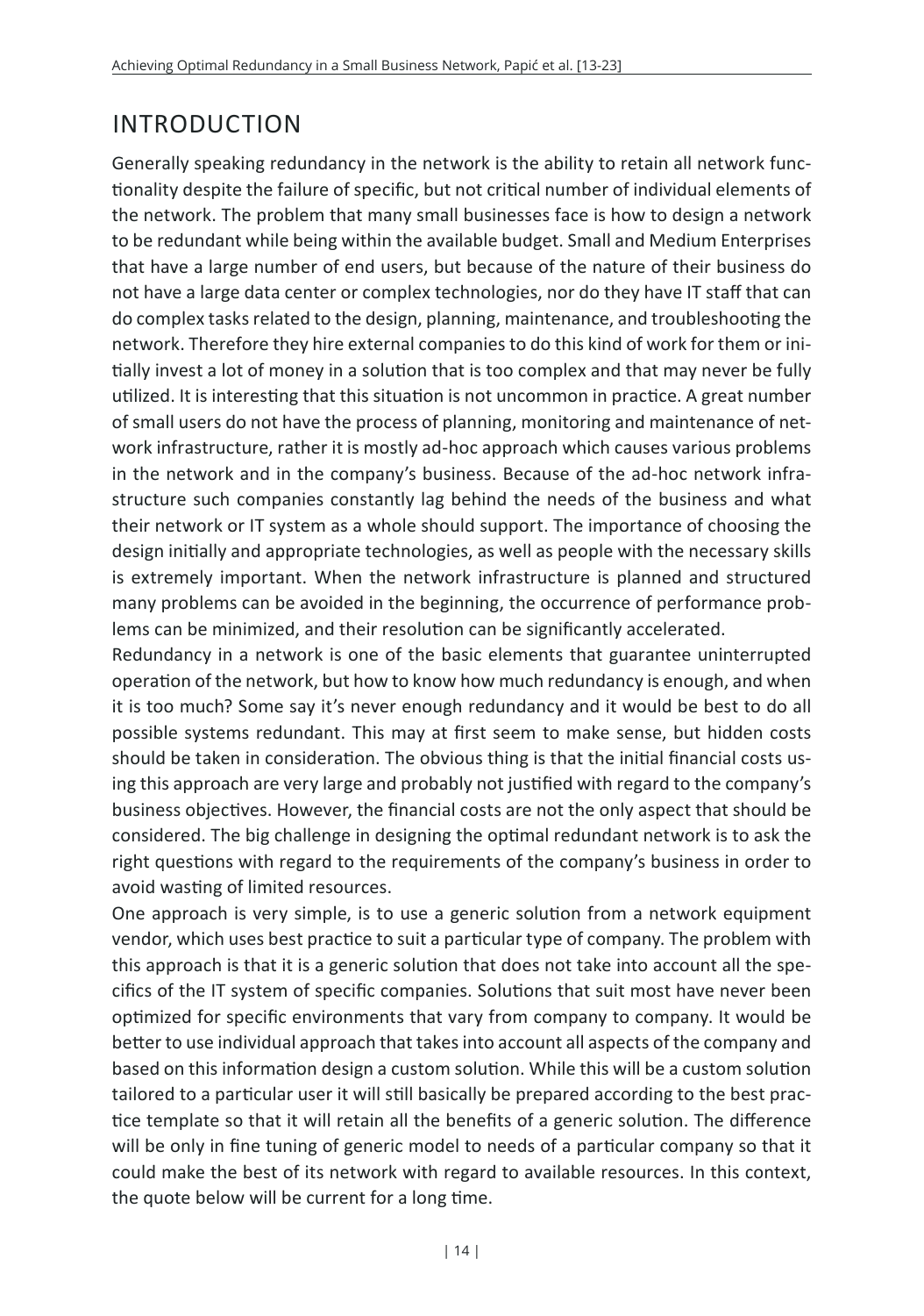## INTRODUCTION

Generally speaking redundancy in the network is the ability to retain all network functionality despite the failure of specific, but not critical number of individual elements of the network. The problem that many small businesses face is how to design a network to be redundant while being within the available budget. Small and Medium Enterprises that have a large number of end users, but because of the nature of their business do not have a large data center or complex technologies, nor do they have IT staff that can do complex tasks related to the design, planning, maintenance, and troubleshooting the network. Therefore they hire external companies to do this kind of work for them or initially invest a lot of money in a solution that is too complex and that may never be fully utilized. It is interesting that this situation is not uncommon in practice. A great number of small users do not have the process of planning, monitoring and maintenance of network infrastructure, rather it is mostly ad-hoc approach which causes various problems in the network and in the company's business. Because of the ad-hoc network infrastructure such companies constantly lag behind the needs of the business and what their network or IT system as a whole should support. The importance of choosing the design initially and appropriate technologies, as well as people with the necessary skills is extremely important. When the network infrastructure is planned and structured many problems can be avoided in the beginning, the occurrence of performance problems can be minimized, and their resolution can be significantly accelerated.

Redundancy in a network is one of the basic elements that guarantee uninterrupted operation of the network, but how to know how much redundancy is enough, and when it is too much? Some say it's never enough redundancy and it would be best to do all possible systems redundant. This may at first seem to make sense, but hidden costs should be taken in consideration. The obvious thing is that the initial financial costs using this approach are very large and probably not justified with regard to the company's business objectives. However, the financial costs are not the only aspect that should be considered. The big challenge in designing the optimal redundant network is to ask the right questions with regard to the requirements of the company's business in order to avoid wasting of limited resources.

One approach is very simple, is to use a generic solution from a network equipment vendor, which uses best practice to suit a particular type of company. The problem with this approach is that it is a generic solution that does not take into account all the specifics of the IT system of specific companies. Solutions that suit most have never been optimized for specific environments that vary from company to company. It would be better to use individual approach that takes into account all aspects of the company and based on this information design a custom solution. While this will be a custom solution tailored to a particular user it will still basically be prepared according to the best practice template so that it will retain all the benefits of a generic solution. The difference will be only in fine tuning of generic model to needs of a particular company so that it could make the best of its network with regard to available resources. In this context, the quote below will be current for a long time.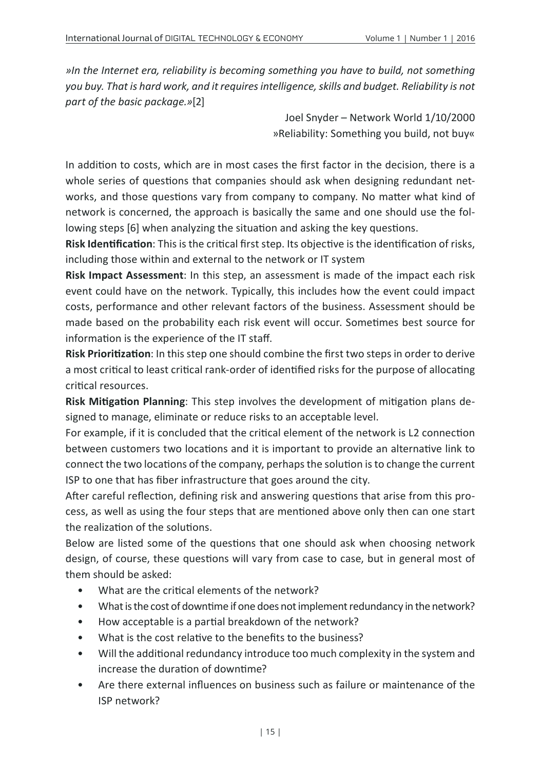*»In the Internet era, reliability is becoming something you have to build, not something you buy. That is hard work, and it requires intelligence, skills and budget. Reliability is not part of the basic package.»*[2]

Joel Snyder – Network World 1/10/2000
»Reliability: Something you build, not buy«

In addition to costs, which are in most cases the first factor in the decision, there is a whole series of questions that companies should ask when designing redundant networks, and those questions vary from company to company. No matter what kind of network is concerned, the approach is basically the same and one should use the following steps [6] when analyzing the situation and asking the key questions.

**Risk Identification**: This is the critical first step. Its objective is the identification of risks, including those within and external to the network or IT system

**Risk Impact Assessment**: In this step, an assessment is made of the impact each risk event could have on the network. Typically, this includes how the event could impact costs, performance and other relevant factors of the business. Assessment should be made based on the probability each risk event will occur. Sometimes best source for information is the experience of the IT staff.

**Risk Prioritization**: In this step one should combine the first two steps in order to derive a most critical to least critical rank-order of identified risks for the purpose of allocating critical resources.

**Risk Mitigation Planning**: This step involves the development of mitigation plans designed to manage, eliminate or reduce risks to an acceptable level.

For example, if it is concluded that the critical element of the network is L2 connection between customers two locations and it is important to provide an alternative link to connect the two locations of the company, perhaps the solution is to change the current ISP to one that has fiber infrastructure that goes around the city.

After careful reflection, defining risk and answering questions that arise from this process, as well as using the four steps that are mentioned above only then can one start the realization of the solutions.

Below are listed some of the questions that one should ask when choosing network design, of course, these questions will vary from case to case, but in general most of them should be asked:

- What are the critical elements of the network?
- What is the cost of downtime if one does not implement redundancy in the network?
- How acceptable is a partial breakdown of the network?
- What is the cost relative to the benefits to the business?
- Will the additional redundancy introduce too much complexity in the system and increase the duration of downtime?
- Are there external influences on business such as failure or maintenance of the ISP network?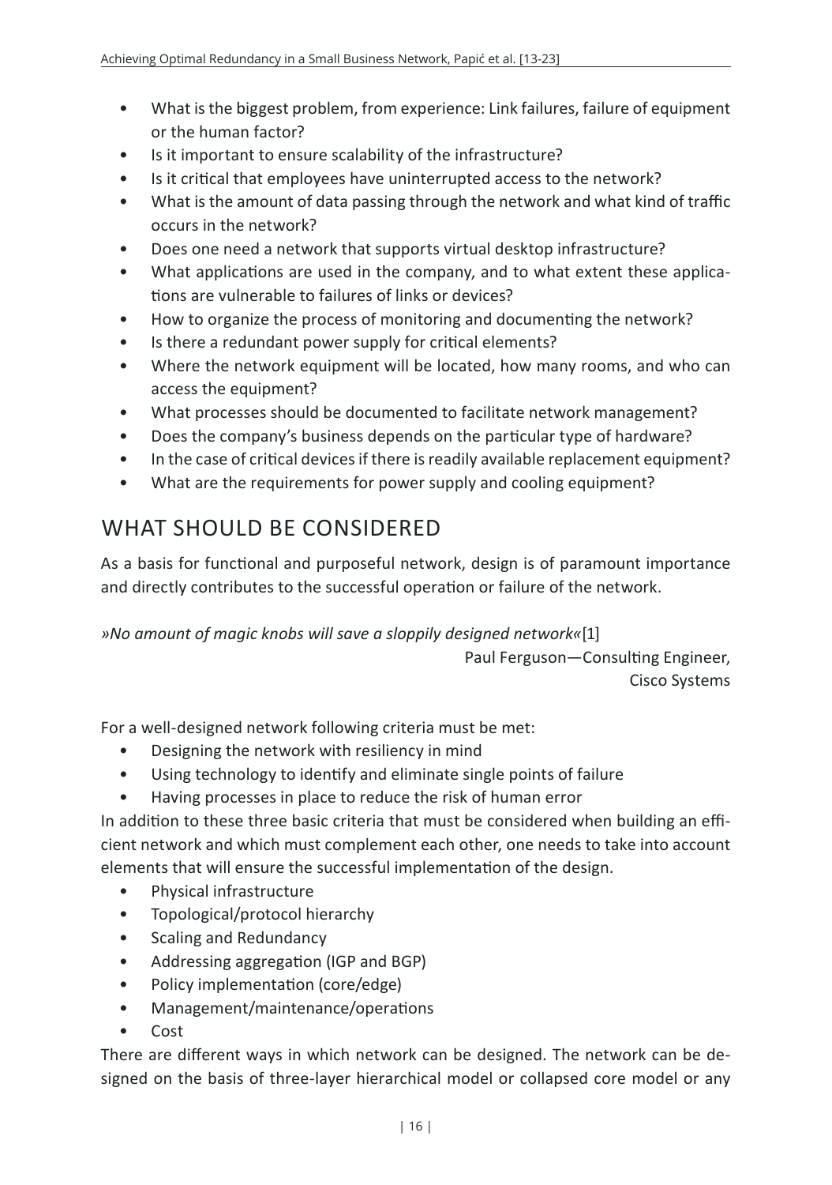- What is the biggest problem, from experience: Link failures, failure of equipment or the human factor?
- Is it important to ensure scalability of the infrastructure?
- Is it critical that employees have uninterrupted access to the network?
- What is the amount of data passing through the network and what kind of traffic occurs in the network?
- Does one need a network that supports virtual desktop infrastructure?
- What applications are used in the company, and to what extent these applications are vulnerable to failures of links or devices?
- How to organize the process of monitoring and documenting the network?
- Is there a redundant power supply for critical elements?
- Where the network equipment will be located, how many rooms, and who can access the equipment?
- What processes should be documented to facilitate network management?
- Does the company's business depends on the particular type of hardware?
- In the case of critical devices if there is readily available replacement equipment?
- What are the requirements for power supply and cooling equipment?

## WHAT SHOULD BE CONSIDERED

As a basis for functional and purposeful network, design is of paramount importance and directly contributes to the successful operation or failure of the network.

*»No amount of magic knobs will save a sloppily designed network«*[1]

Paul Ferguson—Consulting Engineer,
Cisco Systems

For a well-designed network following criteria must be met:

- Designing the network with resiliency in mind
- Using technology to identify and eliminate single points of failure
- Having processes in place to reduce the risk of human error

In addition to these three basic criteria that must be considered when building an efficient network and which must complement each other, one needs to take into account elements that will ensure the successful implementation of the design.

- Physical infrastructure
- Topological/protocol hierarchy
- Scaling and Redundancy
- Addressing aggregation (IGP and BGP)
- Policy implementation (core/edge)
- Management/maintenance/operations
- Cost

There are different ways in which network can be designed. The network can be designed on the basis of three-layer hierarchical model or collapsed core model or any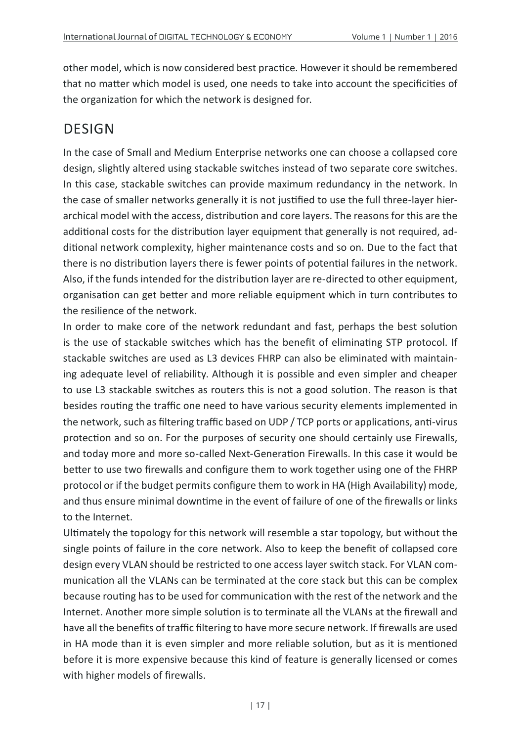other model, which is now considered best practice. However it should be remembered that no matter which model is used, one needs to take into account the specificities of the organization for which the network is designed for.

## DESIGN

In the case of Small and Medium Enterprise networks one can choose a collapsed core design, slightly altered using stackable switches instead of two separate core switches. In this case, stackable switches can provide maximum redundancy in the network. In the case of smaller networks generally it is not justified to use the full three-layer hierarchical model with the access, distribution and core layers. The reasons for this are the additional costs for the distribution layer equipment that generally is not required, additional network complexity, higher maintenance costs and so on. Due to the fact that there is no distribution layers there is fewer points of potential failures in the network. Also, if the funds intended for the distribution layer are re-directed to other equipment, organisation can get better and more reliable equipment which in turn contributes to the resilience of the network.

In order to make core of the network redundant and fast, perhaps the best solution is the use of stackable switches which has the benefit of eliminating STP protocol. If stackable switches are used as L3 devices FHRP can also be eliminated with maintaining adequate level of reliability. Although it is possible and even simpler and cheaper to use L3 stackable switches as routers this is not a good solution. The reason is that besides routing the traffic one need to have various security elements implemented in the network, such as filtering traffic based on UDP / TCP ports or applications, anti-virus protection and so on. For the purposes of security one should certainly use Firewalls, and today more and more so-called Next-Generation Firewalls. In this case it would be better to use two firewalls and configure them to work together using one of the FHRP protocol or if the budget permits configure them to work in HA (High Availability) mode, and thus ensure minimal downtime in the event of failure of one of the firewalls or links to the Internet.

Ultimately the topology for this network will resemble a star topology, but without the single points of failure in the core network. Also to keep the benefit of collapsed core design every VLAN should be restricted to one access layer switch stack. For VLAN communication all the VLANs can be terminated at the core stack but this can be complex because routing has to be used for communication with the rest of the network and the Internet. Another more simple solution is to terminate all the VLANs at the firewall and have all the benefits of traffic filtering to have more secure network. If firewalls are used in HA mode than it is even simpler and more reliable solution, but as it is mentioned before it is more expensive because this kind of feature is generally licensed or comes with higher models of firewalls.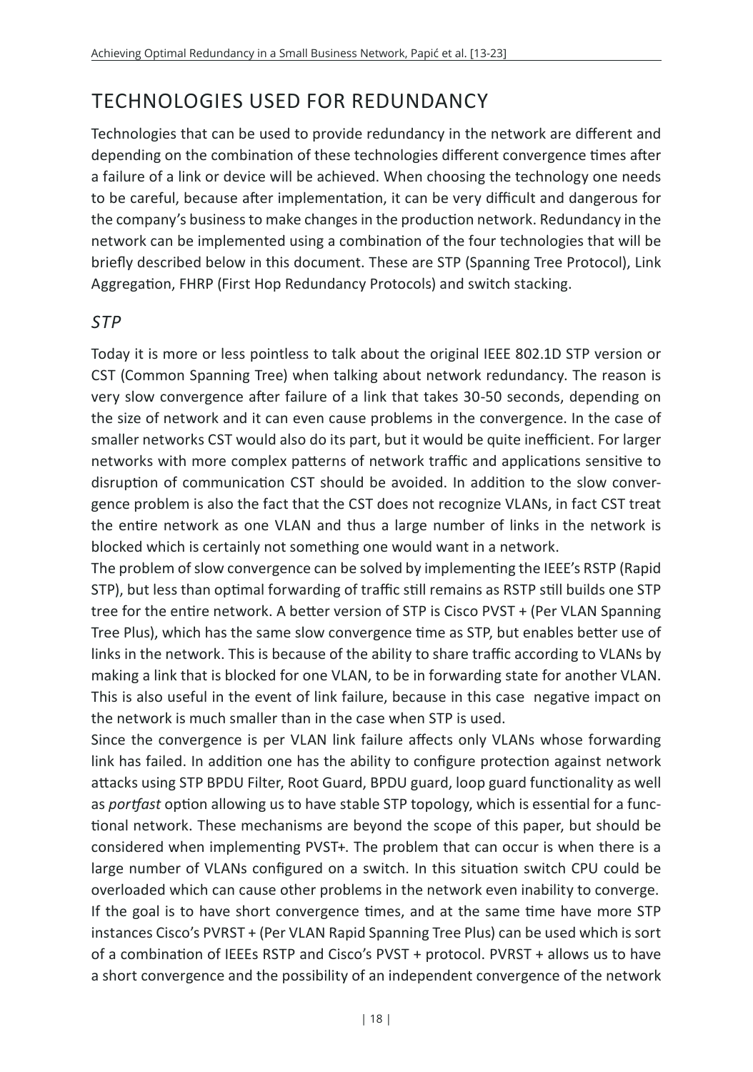## TECHNOLOGIES USED FOR REDUNDANCY

Technologies that can be used to provide redundancy in the network are different and depending on the combination of these technologies different convergence times after a failure of a link or device will be achieved. When choosing the technology one needs to be careful, because after implementation, it can be very difficult and dangerous for the company's business to make changes in the production network. Redundancy in the network can be implemented using a combination of the four technologies that will be briefly described below in this document. These are STP (Spanning Tree Protocol), Link Aggregation, FHRP (First Hop Redundancy Protocols) and switch stacking.

### *STP*

Today it is more or less pointless to talk about the original IEEE 802.1D STP version or CST (Common Spanning Tree) when talking about network redundancy. The reason is very slow convergence after failure of a link that takes 30-50 seconds, depending on the size of network and it can even cause problems in the convergence. In the case of smaller networks CST would also do its part, but it would be quite inefficient. For larger networks with more complex patterns of network traffic and applications sensitive to disruption of communication CST should be avoided. In addition to the slow convergence problem is also the fact that the CST does not recognize VLANs, in fact CST treat the entire network as one VLAN and thus a large number of links in the network is blocked which is certainly not something one would want in a network.

The problem of slow convergence can be solved by implementing the IEEE's RSTP (Rapid STP), but less than optimal forwarding of traffic still remains as RSTP still builds one STP tree for the entire network. A better version of STP is Cisco PVST + (Per VLAN Spanning Tree Plus), which has the same slow convergence time as STP, but enables better use of links in the network. This is because of the ability to share traffic according to VLANs by making a link that is blocked for one VLAN, to be in forwarding state for another VLAN. This is also useful in the event of link failure, because in this case negative impact on the network is much smaller than in the case when STP is used.

Since the convergence is per VLAN link failure affects only VLANs whose forwarding link has failed. In addition one has the ability to configure protection against network attacks using STP BPDU Filter, Root Guard, BPDU guard, loop guard functionality as well as *portfast* option allowing us to have stable STP topology, which is essential for a functional network. These mechanisms are beyond the scope of this paper, but should be considered when implementing PVST+. The problem that can occur is when there is a large number of VLANs configured on a switch. In this situation switch CPU could be overloaded which can cause other problems in the network even inability to converge.

If the goal is to have short convergence times, and at the same time have more STP instances Cisco's PVRST + (Per VLAN Rapid Spanning Tree Plus) can be used which is sort of a combination of IEEEs RSTP and Cisco's PVST + protocol. PVRST + allows us to have a short convergence and the possibility of an independent convergence of the network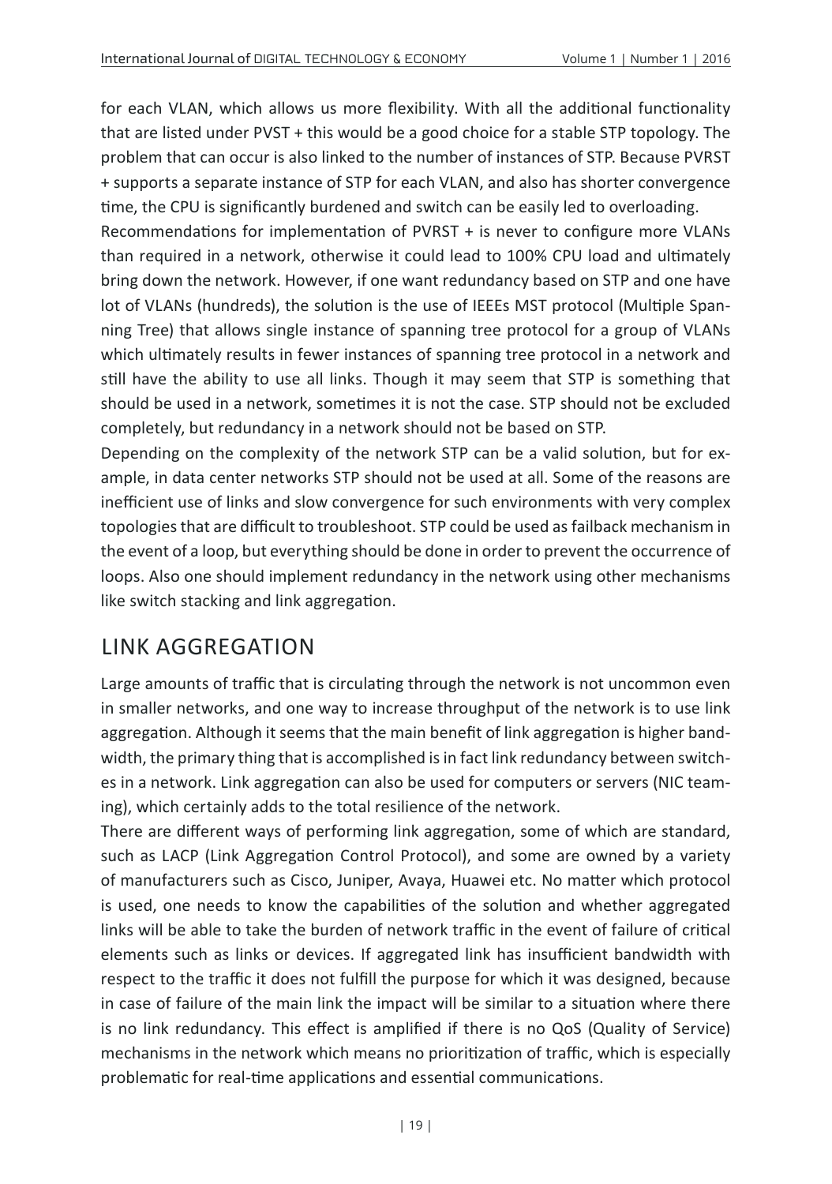for each VLAN, which allows us more flexibility. With all the additional functionality that are listed under PVST + this would be a good choice for a stable STP topology. The problem that can occur is also linked to the number of instances of STP. Because PVRST + supports a separate instance of STP for each VLAN, and also has shorter convergence time, the CPU is significantly burdened and switch can be easily led to overloading.

Recommendations for implementation of PVRST + is never to configure more VLANs than required in a network, otherwise it could lead to 100% CPU load and ultimately bring down the network. However, if one want redundancy based on STP and one have lot of VLANs (hundreds), the solution is the use of IEEEs MST protocol (Multiple Spanning Tree) that allows single instance of spanning tree protocol for a group of VLANs which ultimately results in fewer instances of spanning tree protocol in a network and still have the ability to use all links. Though it may seem that STP is something that should be used in a network, sometimes it is not the case. STP should not be excluded completely, but redundancy in a network should not be based on STP.

Depending on the complexity of the network STP can be a valid solution, but for example, in data center networks STP should not be used at all. Some of the reasons are inefficient use of links and slow convergence for such environments with very complex topologies that are difficult to troubleshoot. STP could be used as failback mechanism in the event of a loop, but everything should be done in order to prevent the occurrence of loops. Also one should implement redundancy in the network using other mechanisms like switch stacking and link aggregation.

## LINK AGGREGATION

Large amounts of traffic that is circulating through the network is not uncommon even in smaller networks, and one way to increase throughput of the network is to use link aggregation. Although it seems that the main benefit of link aggregation is higher bandwidth, the primary thing that is accomplished is in fact link redundancy between switches in a network. Link aggregation can also be used for computers or servers (NIC teaming), which certainly adds to the total resilience of the network.

There are different ways of performing link aggregation, some of which are standard, such as LACP (Link Aggregation Control Protocol), and some are owned by a variety of manufacturers such as Cisco, Juniper, Avaya, Huawei etc. No matter which protocol is used, one needs to know the capabilities of the solution and whether aggregated links will be able to take the burden of network traffic in the event of failure of critical elements such as links or devices. If aggregated link has insufficient bandwidth with respect to the traffic it does not fulfill the purpose for which it was designed, because in case of failure of the main link the impact will be similar to a situation where there is no link redundancy. This effect is amplified if there is no QoS (Quality of Service) mechanisms in the network which means no prioritization of traffic, which is especially problematic for real-time applications and essential communications.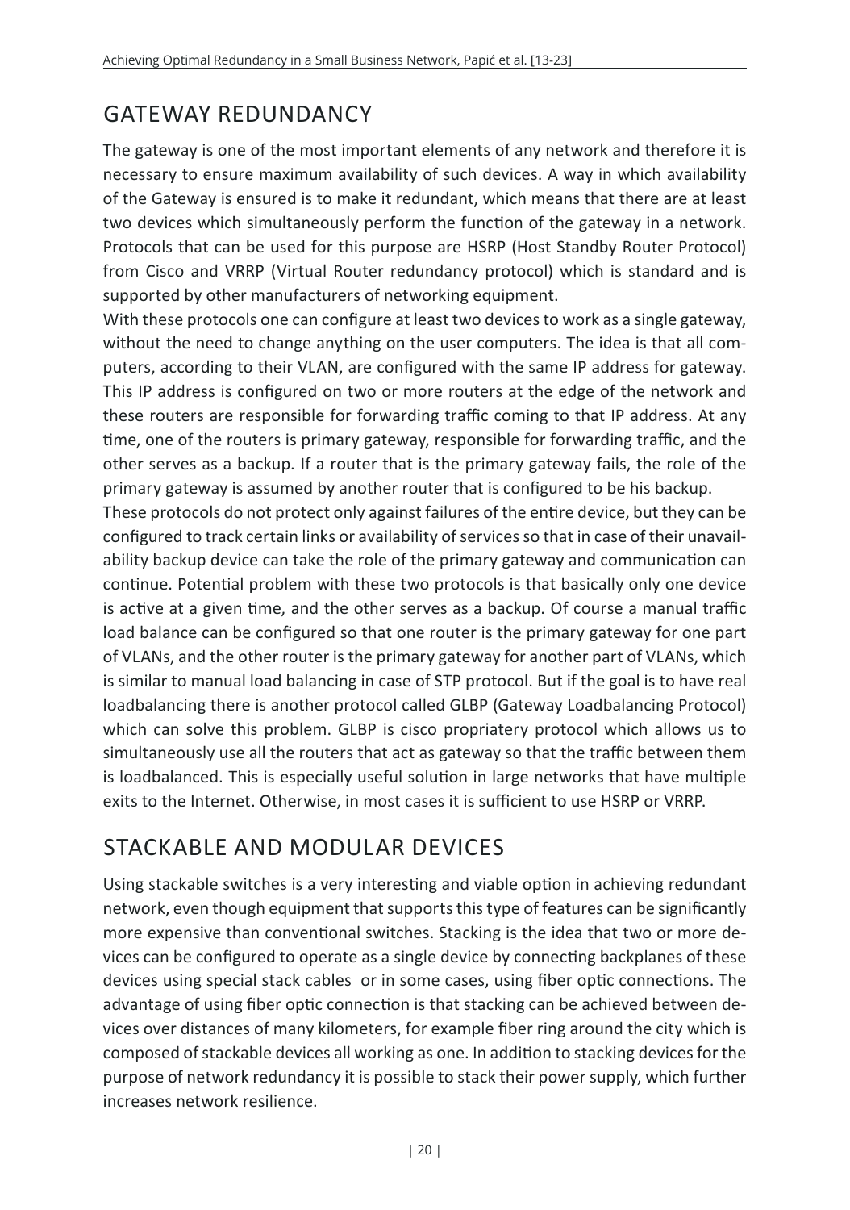## GATEWAY REDUNDANCY

The gateway is one of the most important elements of any network and therefore it is necessary to ensure maximum availability of such devices. A way in which availability of the Gateway is ensured is to make it redundant, which means that there are at least two devices which simultaneously perform the function of the gateway in a network. Protocols that can be used for this purpose are HSRP (Host Standby Router Protocol) from Cisco and VRRP (Virtual Router redundancy protocol) which is standard and is supported by other manufacturers of networking equipment.

With these protocols one can configure at least two devices to work as a single gateway, without the need to change anything on the user computers. The idea is that all computers, according to their VLAN, are configured with the same IP address for gateway. This IP address is configured on two or more routers at the edge of the network and these routers are responsible for forwarding traffic coming to that IP address. At any time, one of the routers is primary gateway, responsible for forwarding traffic, and the other serves as a backup. If a router that is the primary gateway fails, the role of the primary gateway is assumed by another router that is configured to be his backup.

These protocols do not protect only against failures of the entire device, but they can be configured to track certain links or availability of services so that in case of their unavailability backup device can take the role of the primary gateway and communication can continue. Potential problem with these two protocols is that basically only one device is active at a given time, and the other serves as a backup. Of course a manual traffic load balance can be configured so that one router is the primary gateway for one part of VLANs, and the other router is the primary gateway for another part of VLANs, which is similar to manual load balancing in case of STP protocol. But if the goal is to have real loadbalancing there is another protocol called GLBP (Gateway Loadbalancing Protocol) which can solve this problem. GLBP is cisco propriatery protocol which allows us to simultaneously use all the routers that act as gateway so that the traffic between them is loadbalanced. This is especially useful solution in large networks that have multiple exits to the Internet. Otherwise, in most cases it is sufficient to use HSRP or VRRP.

## STACKABLE AND MODULAR DEVICES

Using stackable switches is a very interesting and viable option in achieving redundant network, even though equipment that supports this type of features can be significantly more expensive than conventional switches. Stacking is the idea that two or more devices can be configured to operate as a single device by connecting backplanes of these devices using special stack cables or in some cases, using fiber optic connections. The advantage of using fiber optic connection is that stacking can be achieved between devices over distances of many kilometers, for example fiber ring around the city which is composed of stackable devices all working as one. In addition to stacking devices for the purpose of network redundancy it is possible to stack their power supply, which further increases network resilience.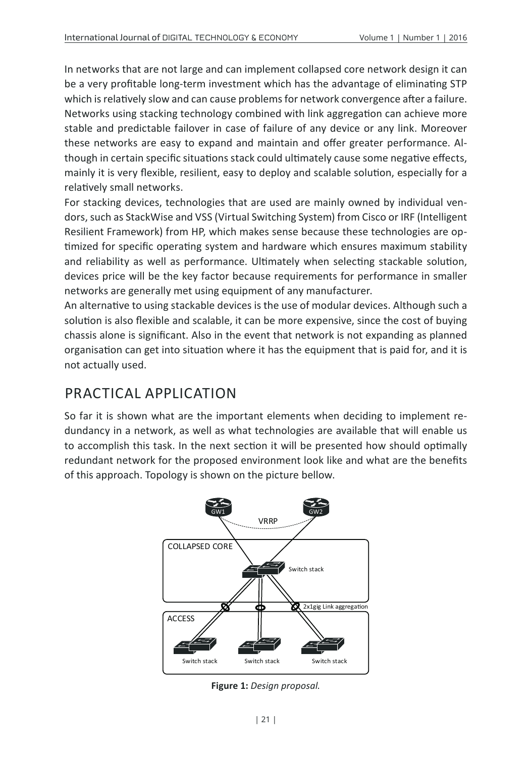In networks that are not large and can implement collapsed core network design it can be a very profitable long-term investment which has the advantage of eliminating STP which is relatively slow and can cause problems for network convergence after a failure. Networks using stacking technology combined with link aggregation can achieve more stable and predictable failover in case of failure of any device or any link. Moreover these networks are easy to expand and maintain and offer greater performance. Although in certain specific situations stack could ultimately cause some negative effects, mainly it is very flexible, resilient, easy to deploy and scalable solution, especially for a relatively small networks.

For stacking devices, technologies that are used are mainly owned by individual vendors, such as StackWise and VSS (Virtual Switching System) from Cisco or IRF (Intelligent Resilient Framework) from HP, which makes sense because these technologies are optimized for specific operating system and hardware which ensures maximum stability and reliability as well as performance. Ultimately when selecting stackable solution, devices price will be the key factor because requirements for performance in smaller networks are generally met using equipment of any manufacturer.

An alternative to using stackable devices is the use of modular devices. Although such a solution is also flexible and scalable, it can be more expensive, since the cost of buying chassis alone is significant. Also in the event that network is not expanding as planned organisation can get into situation where it has the equipment that is paid for, and it is not actually used.

## PRACTICAL APPLICATION

So far it is shown what are the important elements when deciding to implement redundancy in a network, as well as what technologies are available that will enable us to accomplish this task. In the next section it will be presented how should optimally redundant network for the proposed environment look like and what are the benefits of this approach. Topology is shown on the picture bellow.

**Figure 1:** *Design proposal.*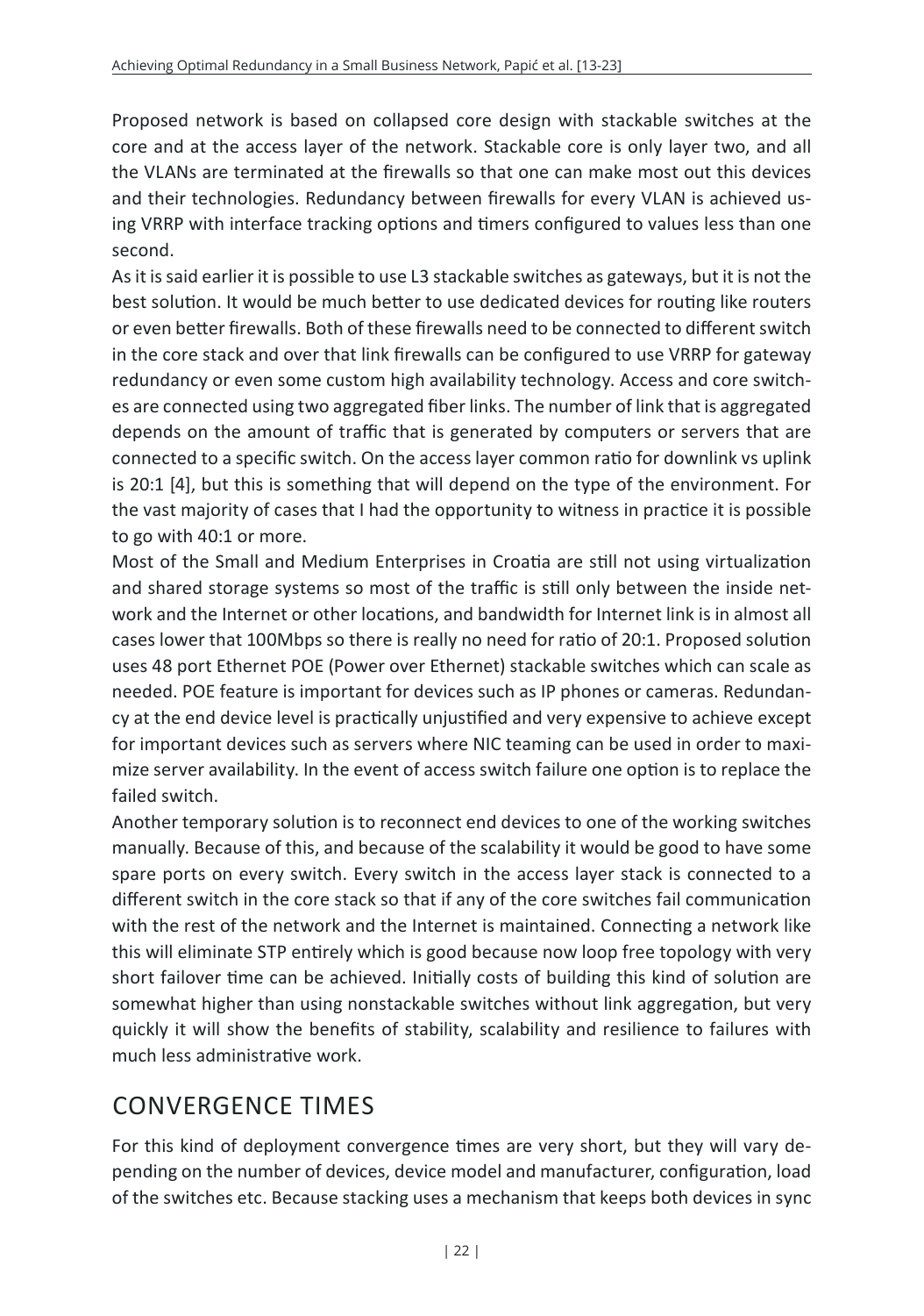Proposed network is based on collapsed core design with stackable switches at the core and at the access layer of the network. Stackable core is only layer two, and all the VLANs are terminated at the firewalls so that one can make most out this devices and their technologies. Redundancy between firewalls for every VLAN is achieved using VRRP with interface tracking options and timers configured to values less than one second.

As it is said earlier it is possible to use L3 stackable switches as gateways, but it is not the best solution. It would be much better to use dedicated devices for routing like routers or even better firewalls. Both of these firewalls need to be connected to different switch in the core stack and over that link firewalls can be configured to use VRRP for gateway redundancy or even some custom high availability technology. Access and core switches are connected using two aggregated fiber links. The number of link that is aggregated depends on the amount of traffic that is generated by computers or servers that are connected to a specific switch. On the access layer common ratio for downlink vs uplink is 20:1 [4], but this is something that will depend on the type of the environment. For the vast majority of cases that I had the opportunity to witness in practice it is possible to go with 40:1 or more.

Most of the Small and Medium Enterprises in Croatia are still not using virtualization and shared storage systems so most of the traffic is still only between the inside network and the Internet or other locations, and bandwidth for Internet link is in almost all cases lower that 100Mbps so there is really no need for ratio of 20:1. Proposed solution uses 48 port Ethernet POE (Power over Ethernet) stackable switches which can scale as needed. POE feature is important for devices such as IP phones or cameras. Redundancy at the end device level is practically unjustified and very expensive to achieve except for important devices such as servers where NIC teaming can be used in order to maximize server availability. In the event of access switch failure one option is to replace the failed switch.

Another temporary solution is to reconnect end devices to one of the working switches manually. Because of this, and because of the scalability it would be good to have some spare ports on every switch. Every switch in the access layer stack is connected to a different switch in the core stack so that if any of the core switches fail communication with the rest of the network and the Internet is maintained. Connecting a network like this will eliminate STP entirely which is good because now loop free topology with very short failover time can be achieved. Initially costs of building this kind of solution are somewhat higher than using nonstackable switches without link aggregation, but very quickly it will show the benefits of stability, scalability and resilience to failures with much less administrative work.

## CONVERGENCE TIMES

For this kind of deployment convergence times are very short, but they will vary depending on the number of devices, device model and manufacturer, configuration, load of the switches etc. Because stacking uses a mechanism that keeps both devices in sync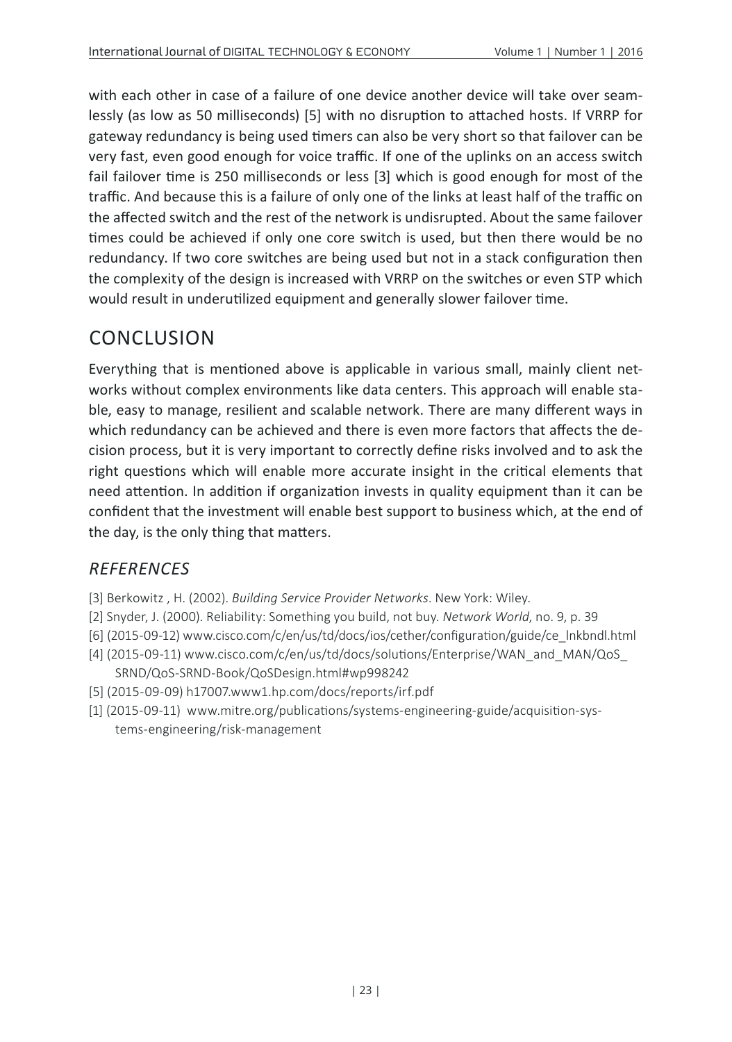with each other in case of a failure of one device another device will take over seamlessly (as low as 50 milliseconds) [5] with no disruption to attached hosts. If VRRP for gateway redundancy is being used timers can also be very short so that failover can be very fast, even good enough for voice traffic. If one of the uplinks on an access switch fail failover time is 250 milliseconds or less [3] which is good enough for most of the traffic. And because this is a failure of only one of the links at least half of the traffic on the affected switch and the rest of the network is undisrupted. About the same failover times could be achieved if only one core switch is used, but then there would be no redundancy. If two core switches are being used but not in a stack configuration then the complexity of the design is increased with VRRP on the switches or even STP which would result in underutilized equipment and generally slower failover time.

## CONCLUSION

Everything that is mentioned above is applicable in various small, mainly client networks without complex environments like data centers. This approach will enable stable, easy to manage, resilient and scalable network. There are many different ways in which redundancy can be achieved and there is even more factors that affects the decision process, but it is very important to correctly define risks involved and to ask the right questions which will enable more accurate insight in the critical elements that need attention. In addition if organization invests in quality equipment than it can be confident that the investment will enable best support to business which, at the end of the day, is the only thing that matters.

## *REFERENCES*

[3] Berkowitz , H. (2002). *Building Service Provider Networks*. New York: Wiley.

[2] Snyder, J. (2000). Reliability: Something you build, not buy. *Network World*, no. 9, p. 39

[6] (2015-09-12) www.cisco.com/c/en/us/td/docs/ios/cether/configuration/guide/ce_lnkbndl.html

[4] (2015-09-11) www.cisco.com/c/en/us/td/docs/solutions/Enterprise/WAN_and_MAN/QoS_SRND/QoS-SRND-Book/QoSDesign.html#wp998242

[5] (2015-09-09) h17007.www1.hp.com/docs/reports/irf.pdf

[1] (2015-09-11) www.mitre.org/publications/systems-engineering-guide/acquisition-systems-engineering/risk-management